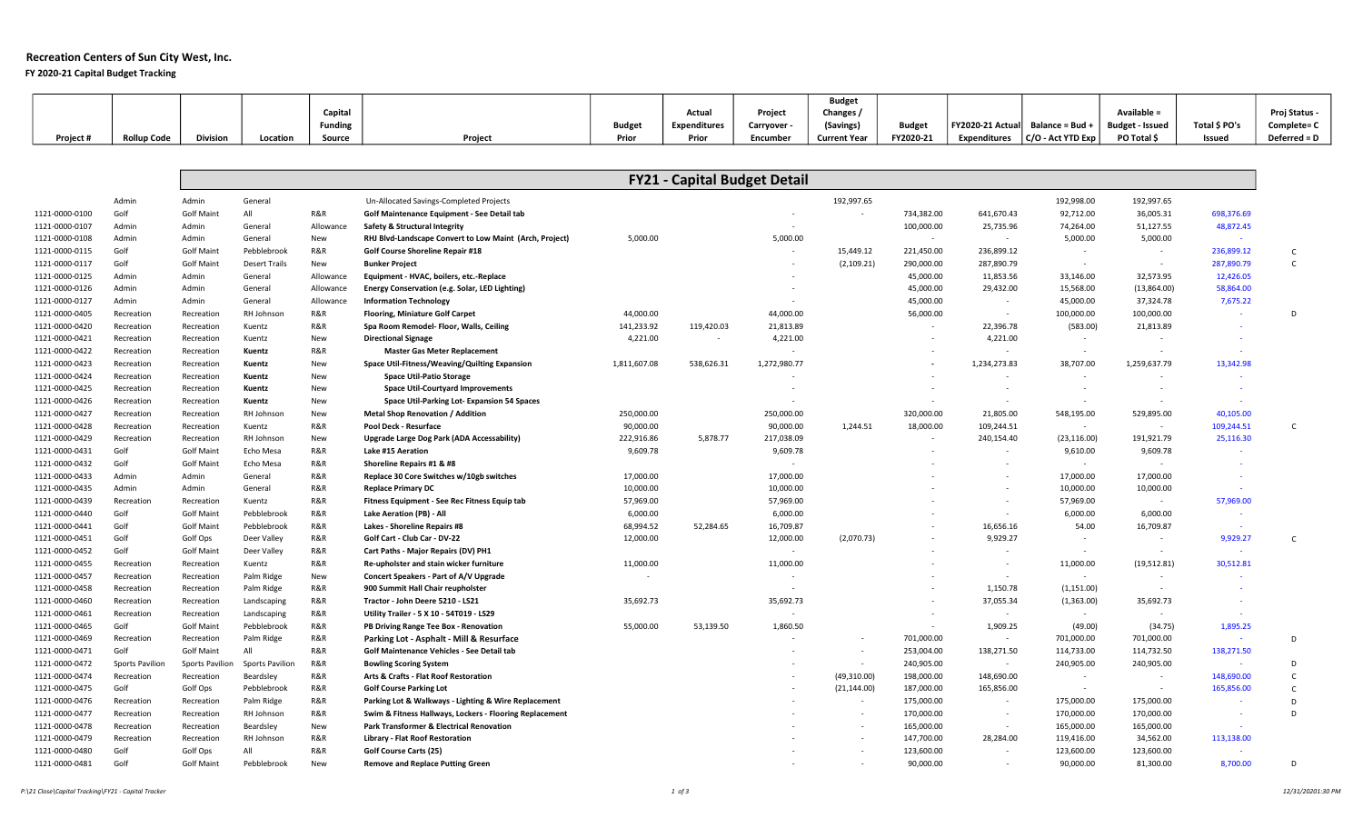# Recreation Centers of Sun City West, Inc.

**FY 2020-21 Capital Budget Tracking**

## FY21 - Capital Budget Detail

| Project # | Rollup Code | Division | Location | Capital Funding Source | Project | Budget Prior | Actual Expenditures Prior | Project Carryover - Encumber | Budget Changes / (Savings) Current Year | Budget FY2020-21 | FY2020-21 Actual Expenditures | Balance = Bud + C/O - Act YTD Exp | Available = Budget - Issued PO Total $ | Total $ PO's Issued | Proj Status - Complete= C Deferred = D |
|---|---|---|---|---|---|---|---|---|---|---|---|---|---|---|---|
| | Admin | Admin | General | | Un-Allocated Savings-Completed Projects | | | | 192,997.65 | | | 192,998.00 | 192,997.65 | | |
| 1121-0000-0100 | Golf | Golf Maint | All | R&R | **Golf Maintenance Equipment - See Detail tab** | | | - | - | 734,382.00 | 641,670.43 | 92,712.00 | 36,005.31 | 698,376.69 | |
| 1121-0000-0107 | Admin | Admin | General | Allowance | **Safety & Structural Integrity** | | | - | | 100,000.00 | 25,735.96 | 74,264.00 | 51,127.55 | 48,872.45 | |
| 1121-0000-0108 | Admin | Admin | General | New | **RHJ Blvd-Landscape Convert to Low Maint (Arch, Project)** | 5,000.00 | | 5,000.00 | | | - | 5,000.00 | 5,000.00 | - | |
| 1121-0000-0115 | Golf | Golf Maint | Pebblebrook | R&R | **Golf Course Shoreline Repair #18** | | | - | 15,449.12 | 221,450.00 | 236,899.12 | - | - | 236,899.12 | C |
| 1121-0000-0117 | Golf | Golf Maint | Desert Trails | New | **Bunker Project** | | | - | (2,109.21) | 290,000.00 | 287,890.79 | - | - | 287,890.79 | C |
| 1121-0000-0125 | Admin | Admin | General | Allowance | **Equipment - HVAC, boilers, etc.-Replace** | | | - | | 45,000.00 | 11,853.56 | 33,146.00 | 32,573.95 | 12,426.05 | |
| 1121-0000-0126 | Admin | Admin | General | Allowance | **Energy Conservation (e.g. Solar, LED Lighting)** | | | - | | 45,000.00 | 29,432.00 | 15,568.00 | (13,864.00) | 58,864.00 | |
| 1121-0000-0127 | Admin | Admin | General | Allowance | **Information Technology** | | | - | | 45,000.00 | - | 45,000.00 | 37,324.78 | 7,675.22 | |
| 1121-0000-0405 | Recreation | Recreation | RH Johnson | R&R | **Flooring, Miniature Golf Carpet** | 44,000.00 | | 44,000.00 | | 56,000.00 | - | 100,000.00 | 100,000.00 | - | D |
| 1121-0000-0420 | Recreation | Recreation | Kuentz | R&R | **Spa Room Remodel- Floor, Walls, Ceiling** | 141,233.92 | 119,420.03 | 21,813.89 | | - | 22,396.78 | (583.00) | 21,813.89 | - | |
| 1121-0000-0421 | Recreation | Recreation | Kuentz | New | **Directional Signage** | 4,221.00 | - | 4,221.00 | | - | 4,221.00 | - | - | - | |
| 1121-0000-0422 | Recreation | Recreation | **Kuentz** | R&R | **Master Gas Meter Replacement** | | | - | | - | - | - | - | - | |
| 1121-0000-0423 | Recreation | Recreation | **Kuentz** | New | **Space Util-Fitness/Weaving/Quilting Expansion** | 1,811,607.08 | 538,626.31 | 1,272,980.77 | | - | 1,234,273.83 | 38,707.00 | 1,259,637.79 | 13,342.98 | |
| 1121-0000-0424 | Recreation | Recreation | **Kuentz** | New | **Space Util-Patio Storage** | | | - | | - | - | - | - | - | |
| 1121-0000-0425 | Recreation | Recreation | **Kuentz** | New | **Space Util-Courtyard Improvements** | | | - | | - | - | - | - | - | |
| 1121-0000-0426 | Recreation | Recreation | **Kuentz** | New | **Space Util-Parking Lot- Expansion 54 Spaces** | | | - | | - | - | - | - | - | |
| 1121-0000-0427 | Recreation | Recreation | RH Johnson | New | **Metal Shop Renovation / Addition** | 250,000.00 | | 250,000.00 | | 320,000.00 | 21,805.00 | 548,195.00 | 529,895.00 | 40,105.00 | |
| 1121-0000-0428 | Recreation | Recreation | Kuentz | R&R | **Pool Deck - Resurface** | 90,000.00 | | 90,000.00 | 1,244.51 | 18,000.00 | 109,244.51 | - | - | 109,244.51 | C |
| 1121-0000-0429 | Recreation | Recreation | RH Johnson | New | **Upgrade Large Dog Park (ADA Accessability)** | 222,916.86 | 5,878.77 | 217,038.09 | | - | 240,154.40 | (23,116.00) | 191,921.79 | 25,116.30 | |
| 1121-0000-0431 | Golf | Golf Maint | Echo Mesa | R&R | **Lake #15 Aeration** | 9,609.78 | | 9,609.78 | | - | - | 9,610.00 | 9,609.78 | - | |
| 1121-0000-0432 | Golf | Golf Maint | Echo Mesa | R&R | **Shoreline Repairs #1 & #8** | | | - | | - | - | - | - | - | |
| 1121-0000-0433 | Admin | Admin | General | R&R | **Replace 30 Core Switches w/10gb switches** | 17,000.00 | | 17,000.00 | | - | - | 17,000.00 | 17,000.00 | - | |
| 1121-0000-0435 | Admin | Admin | General | R&R | **Replace Primary DC** | 10,000.00 | | 10,000.00 | | - | - | 10,000.00 | 10,000.00 | - | |
| 1121-0000-0439 | Recreation | Recreation | Kuentz | R&R | **Fitness Equipment - See Rec Fitness Equip tab** | 57,969.00 | | 57,969.00 | | - | - | 57,969.00 | - | 57,969.00 | |
| 1121-0000-0440 | Golf | Golf Maint | Pebblebrook | R&R | **Lake Aeration (PB) - All** | 6,000.00 | | 6,000.00 | | - | - | 6,000.00 | 6,000.00 | - | |
| 1121-0000-0441 | Golf | Golf Maint | Pebblebrook | R&R | **Lakes - Shoreline Repairs #8** | 68,994.52 | 52,284.65 | 16,709.87 | | - | 16,656.16 | 54.00 | 16,709.87 | - | |
| 1121-0000-0451 | Golf | Golf Ops | Deer Valley | R&R | **Golf Cart - Club Car - DV-22** | 12,000.00 | | 12,000.00 | (2,070.73) | - | 9,929.27 | - | - | 9,929.27 | C |
| 1121-0000-0452 | Golf | Golf Maint | Deer Valley | R&R | **Cart Paths - Major Repairs (DV) PH1** | | | - | | - | - | - | - | - | |
| 1121-0000-0455 | Recreation | Recreation | Kuentz | R&R | **Re-upholster and stain wicker furniture** | 11,000.00 | | 11,000.00 | | - | - | 11,000.00 | (19,512.81) | 30,512.81 | |
| 1121-0000-0457 | Recreation | Recreation | Palm Ridge | New | **Concert Speakers - Part of A/V Upgrade** | - | | - | | - | - | - | - | - | |
| 1121-0000-0458 | Recreation | Recreation | Palm Ridge | R&R | **900 Summit Hall Chair reupholster** | | | - | | - | 1,150.78 | (1,151.00) | - | - | |
| 1121-0000-0460 | Recreation | Recreation | Landscaping | R&R | **Tractor - John Deere 5210 - LS21** | 35,692.73 | | 35,692.73 | | - | 37,055.34 | (1,363.00) | 35,692.73 | - | |
| 1121-0000-0461 | Recreation | Recreation | Landscaping | R&R | **Utility Trailer - 5 X 10 - 54T019 - LS29** | | | - | | - | - | - | - | - | |
| 1121-0000-0465 | Golf | Golf Maint | Pebblebrook | R&R | **PB Driving Range Tee Box - Renovation** | 55,000.00 | 53,139.50 | 1,860.50 | | - | 1,909.25 | (49.00) | (34.75) | 1,895.25 | |
| 1121-0000-0469 | Recreation | Recreation | Palm Ridge | R&R | **Parking Lot - Asphalt - Mill & Resurface** | | | - | - | 701,000.00 | - | 701,000.00 | 701,000.00 | - | D |
| 1121-0000-0471 | Golf | Golf Maint | All | R&R | **Golf Maintenance Vehicles - See Detail tab** | | | - | - | 253,004.00 | 138,271.50 | 114,733.00 | 114,732.50 | 138,271.50 | |
| 1121-0000-0472 | Sports Pavilion | Sports Pavilion | Sports Pavilion | R&R | **Bowling Scoring System** | | | - | - | 240,905.00 | - | 240,905.00 | 240,905.00 | - | D |
| 1121-0000-0474 | Recreation | Recreation | Beardsley | R&R | **Arts & Crafts - Flat Roof Restoration** | | | - | (49,310.00) | 198,000.00 | 148,690.00 | - | - | 148,690.00 | C |
| 1121-0000-0475 | Golf | Golf Ops | Pebblebrook | R&R | **Golf Course Parking Lot** | | | - | (21,144.00) | 187,000.00 | 165,856.00 | - | - | 165,856.00 | C |
| 1121-0000-0476 | Recreation | Recreation | Palm Ridge | R&R | **Parking Lot & Walkways - Lighting & Wire Replacement** | | | - | - | 175,000.00 | - | 175,000.00 | 175,000.00 | - | D |
| 1121-0000-0477 | Recreation | Recreation | RH Johnson | R&R | **Swim & Fitness Hallways, Lockers - Flooring Replacement** | | | - | - | 170,000.00 | - | 170,000.00 | 170,000.00 | - | D |
| 1121-0000-0478 | Recreation | Recreation | Beardsley | New | **Park Transformer & Electrical Renovation** | | | - | - | 165,000.00 | - | 165,000.00 | 165,000.00 | - | |
| 1121-0000-0479 | Recreation | Recreation | RH Johnson | R&R | **Library - Flat Roof Restoration** | | | - | - | 147,700.00 | 28,284.00 | 119,416.00 | 34,562.00 | 113,138.00 | |
| 1121-0000-0480 | Golf | Golf Ops | All | R&R | **Golf Course Carts (25)** | | | - | - | 123,600.00 | - | 123,600.00 | 123,600.00 | - | |
| 1121-0000-0481 | Golf | Golf Maint | Pebblebrook | New | **Remove and Replace Putting Green** | | | - | - | 90,000.00 | - | 90,000.00 | 81,300.00 | 8,700.00 | D |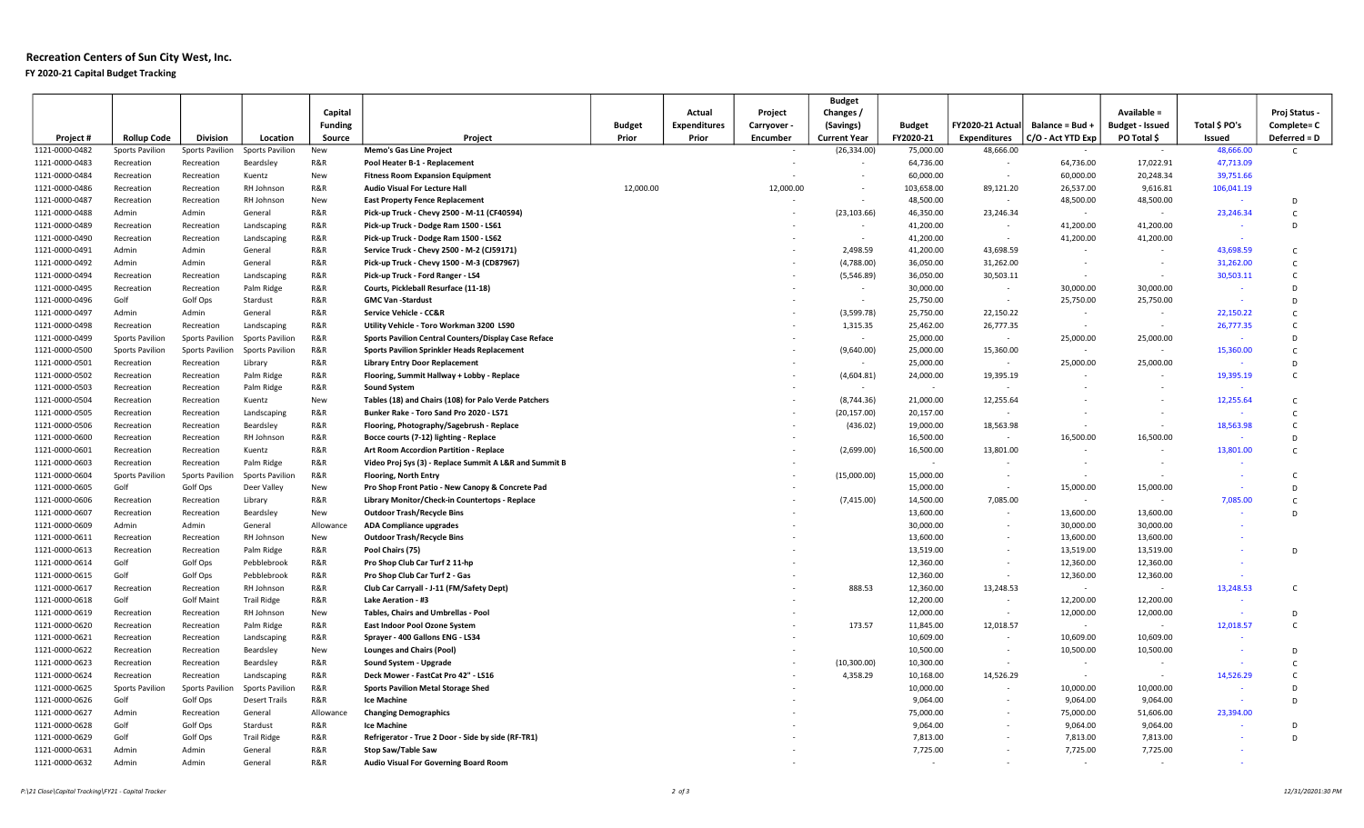# Recreation Centers of Sun City West, Inc.

**FY 2020-21 Capital Budget Tracking**

| Project # | Rollup Code | Division | Location | Capital Funding Source | Project | Budget Prior | Actual Expenditures Prior | Project Carryover - Encumber | Budget Changes / (Savings) Current Year | Budget FY2020-21 | FY2020-21 Actual Expenditures | Balance = Bud + C/O - Act YTD Exp | Available = Budget - Issued PO Total $ | Total $ PO's Issued | Proj Status - Complete= C Deferred = D |
|---|---|---|---|---|---|---|---|---|---|---|---|---|---|---|---|
| 1121-0000-0482 | Sports Pavilion | Sports Pavilion | Sports Pavilion | New | **Memo's Gas Line Project** | | | - | (26,334.00) | 75,000.00 | 48,666.00 | - | - | 48,666.00 | C |
| 1121-0000-0483 | Recreation | Recreation | Beardsley | R&R | **Pool Heater B-1 - Replacement** | | | - | - | 64,736.00 | - | 64,736.00 | 17,022.91 | 47,713.09 | |
| 1121-0000-0484 | Recreation | Recreation | Kuentz | New | **Fitness Room Expansion Equipment** | | | - | - | 60,000.00 | - | 60,000.00 | 20,248.34 | 39,751.66 | |
| 1121-0000-0486 | Recreation | Recreation | RH Johnson | R&R | **Audio Visual For Lecture Hall** | 12,000.00 | | 12,000.00 | - | 103,658.00 | 89,121.20 | 26,537.00 | 9,616.81 | 106,041.19 | |
| 1121-0000-0487 | Recreation | Recreation | RH Johnson | New | **East Property Fence Replacement** | | | - | - | 48,500.00 | - | 48,500.00 | 48,500.00 | - | D |
| 1121-0000-0488 | Admin | Admin | General | R&R | **Pick-up Truck - Chevy 2500 - M-11 (CF40594)** | | | - | (23,103.66) | 46,350.00 | 23,246.34 | - | - | 23,246.34 | C |
| 1121-0000-0489 | Recreation | Recreation | Landscaping | R&R | **Pick-up Truck - Dodge Ram 1500 - LS61** | | | - | - | 41,200.00 | - | 41,200.00 | 41,200.00 | - | D |
| 1121-0000-0490 | Recreation | Recreation | Landscaping | R&R | **Pick-up Truck - Dodge Ram 1500 - LS62** | | | - | - | 41,200.00 | - | 41,200.00 | 41,200.00 | - | |
| 1121-0000-0491 | Admin | Admin | General | R&R | **Service Truck - Chevy 2500 - M-2 (CJ59171)** | | | - | 2,498.59 | 41,200.00 | 43,698.59 | - | - | 43,698.59 | C |
| 1121-0000-0492 | Admin | Admin | General | R&R | **Pick-up Truck - Chevy 1500 - M-3 (CD87967)** | | | - | (4,788.00) | 36,050.00 | 31,262.00 | - | - | 31,262.00 | C |
| 1121-0000-0494 | Recreation | Recreation | Landscaping | R&R | **Pick-up Truck - Ford Ranger - LS4** | | | - | (5,546.89) | 36,050.00 | 30,503.11 | - | - | 30,503.11 | C |
| 1121-0000-0495 | Recreation | Recreation | Palm Ridge | R&R | **Courts, Pickleball Resurface (11-18)** | | | - | - | 30,000.00 | - | 30,000.00 | 30,000.00 | - | D |
| 1121-0000-0496 | Golf | Golf Ops | Stardust | R&R | **GMC Van -Stardust** | | | - | - | 25,750.00 | - | 25,750.00 | 25,750.00 | - | D |
| 1121-0000-0497 | Admin | Admin | General | R&R | **Service Vehicle - CC&R** | | | - | (3,599.78) | 25,750.00 | 22,150.22 | - | - | 22,150.22 | C |
| 1121-0000-0498 | Recreation | Recreation | Landscaping | R&R | **Utility Vehicle - Toro Workman 3200 LS90** | | | - | 1,315.35 | 25,462.00 | 26,777.35 | - | - | 26,777.35 | C |
| 1121-0000-0499 | Sports Pavilion | Sports Pavilion | Sports Pavilion | R&R | **Sports Pavilion Central Counters/Display Case Reface** | | | - | - | 25,000.00 | - | 25,000.00 | 25,000.00 | - | D |
| 1121-0000-0500 | Sports Pavilion | Sports Pavilion | Sports Pavilion | R&R | **Sports Pavilion Sprinkler Heads Replacement** | | | - | (9,640.00) | 25,000.00 | 15,360.00 | - | - | 15,360.00 | C |
| 1121-0000-0501 | Recreation | Recreation | Library | R&R | **Library Entry Door Replacement** | | | - | - | 25,000.00 | - | 25,000.00 | 25,000.00 | - | D |
| 1121-0000-0502 | Recreation | Recreation | Palm Ridge | R&R | **Flooring, Summit Hallway + Lobby - Replace** | | | - | (4,604.81) | 24,000.00 | 19,395.19 | - | - | 19,395.19 | C |
| 1121-0000-0503 | Recreation | Recreation | Palm Ridge | R&R | **Sound System** | | | - | - | - | - | - | - | - | |
| 1121-0000-0504 | Recreation | Recreation | Kuentz | New | **Tables (18) and Chairs (108) for Palo Verde Patchers** | | | - | (8,744.36) | 21,000.00 | 12,255.64 | - | - | 12,255.64 | C |
| 1121-0000-0505 | Recreation | Recreation | Landscaping | R&R | **Bunker Rake - Toro Sand Pro 2020 - LS71** | | | - | (20,157.00) | 20,157.00 | - | - | - | - | C |
| 1121-0000-0506 | Recreation | Recreation | Beardsley | R&R | **Flooring, Photography/Sagebrush - Replace** | | | - | (436.02) | 19,000.00 | 18,563.98 | - | - | 18,563.98 | C |
| 1121-0000-0600 | Recreation | Recreation | RH Johnson | R&R | **Bocce courts (7-12) lighting - Replace** | | | - | - | 16,500.00 | - | 16,500.00 | 16,500.00 | - | D |
| 1121-0000-0601 | Recreation | Recreation | Kuentz | R&R | **Art Room Accordion Partition - Replace** | | | - | (2,699.00) | 16,500.00 | 13,801.00 | - | - | 13,801.00 | C |
| 1121-0000-0603 | Recreation | Recreation | Palm Ridge | R&R | **Video Proj Sys (3) - Replace Summit A L&R and Summit B** | | | - | | - | - | - | - | - | |
| 1121-0000-0604 | Sports Pavilion | Sports Pavilion | Sports Pavilion | R&R | **Flooring, North Entry** | | | - | (15,000.00) | 15,000.00 | - | - | - | - | C |
| 1121-0000-0605 | Golf | Golf Ops | Deer Valley | New | **Pro Shop Front Patio - New Canopy & Concrete Pad** | | | - | | 15,000.00 | - | 15,000.00 | 15,000.00 | - | D |
| 1121-0000-0606 | Recreation | Recreation | Library | R&R | **Library Monitor/Check-in Countertops - Replace** | | | - | (7,415.00) | 14,500.00 | 7,085.00 | - | - | 7,085.00 | C |
| 1121-0000-0607 | Recreation | Recreation | Beardsley | New | **Outdoor Trash/Recycle Bins** | | | - | | 13,600.00 | - | 13,600.00 | 13,600.00 | - | D |
| 1121-0000-0609 | Admin | Admin | General | Allowance | **ADA Compliance upgrades** | | | - | | 30,000.00 | - | 30,000.00 | 30,000.00 | - | |
| 1121-0000-0611 | Recreation | Recreation | RH Johnson | New | **Outdoor Trash/Recycle Bins** | | | - | | 13,600.00 | - | 13,600.00 | 13,600.00 | - | |
| 1121-0000-0613 | Recreation | Recreation | Palm Ridge | R&R | **Pool Chairs (75)** | | | - | | 13,519.00 | - | 13,519.00 | 13,519.00 | - | D |
| 1121-0000-0614 | Golf | Golf Ops | Pebblebrook | R&R | **Pro Shop Club Car Turf 2 11-hp** | | | - | | 12,360.00 | - | 12,360.00 | 12,360.00 | - | |
| 1121-0000-0615 | Golf | Golf Ops | Pebblebrook | R&R | **Pro Shop Club Car Turf 2 - Gas** | | | - | | 12,360.00 | - | 12,360.00 | 12,360.00 | - | |
| 1121-0000-0617 | Recreation | Recreation | RH Johnson | R&R | **Club Car Carryall - J-11 (FM/Safety Dept)** | | | - | 888.53 | 12,360.00 | 13,248.53 | - | - | 13,248.53 | C |
| 1121-0000-0618 | Golf | Golf Maint | Trail Ridge | R&R | **Lake Aeration - #3** | | | - | | 12,200.00 | - | 12,200.00 | 12,200.00 | - | |
| 1121-0000-0619 | Recreation | Recreation | RH Johnson | New | **Tables, Chairs and Umbrellas - Pool** | | | - | | 12,000.00 | - | 12,000.00 | 12,000.00 | - | D |
| 1121-0000-0620 | Recreation | Recreation | Palm Ridge | R&R | **East Indoor Pool Ozone System** | | | - | 173.57 | 11,845.00 | 12,018.57 | - | - | 12,018.57 | C |
| 1121-0000-0621 | Recreation | Recreation | Landscaping | R&R | **Sprayer - 400 Gallons ENG - LS34** | | | - | | 10,609.00 | - | 10,609.00 | 10,609.00 | - | |
| 1121-0000-0622 | Recreation | Recreation | Beardsley | New | **Lounges and Chairs (Pool)** | | | - | | 10,500.00 | - | 10,500.00 | 10,500.00 | - | D |
| 1121-0000-0623 | Recreation | Recreation | Beardsley | R&R | **Sound System - Upgrade** | | | - | (10,300.00) | 10,300.00 | - | - | - | - | C |
| 1121-0000-0624 | Recreation | Recreation | Landscaping | R&R | **Deck Mower - FastCat Pro 42" - LS16** | | | - | 4,358.29 | 10,168.00 | 14,526.29 | - | - | 14,526.29 | C |
| 1121-0000-0625 | Sports Pavilion | Sports Pavilion | Sports Pavilion | R&R | **Sports Pavilion Metal Storage Shed** | | | - | | 10,000.00 | - | 10,000.00 | 10,000.00 | - | D |
| 1121-0000-0626 | Golf | Golf Ops | Desert Trails | R&R | **Ice Machine** | | | - | | 9,064.00 | - | 9,064.00 | 9,064.00 | - | D |
| 1121-0000-0627 | Admin | Recreation | General | Allowance | **Changing Demographics** | | | - | | 75,000.00 | - | 75,000.00 | 51,606.00 | 23,394.00 | |
| 1121-0000-0628 | Golf | Golf Ops | Stardust | R&R | **Ice Machine** | | | - | | 9,064.00 | - | 9,064.00 | 9,064.00 | - | D |
| 1121-0000-0629 | Golf | Golf Ops | Trail Ridge | R&R | **Refrigerator - True 2 Door - Side by side (RF-TR1)** | | | - | | 7,813.00 | - | 7,813.00 | 7,813.00 | - | D |
| 1121-0000-0631 | Admin | Admin | General | R&R | **Stop Saw/Table Saw** | | | - | | 7,725.00 | - | 7,725.00 | 7,725.00 | - | |
| 1121-0000-0632 | Admin | Admin | General | R&R | **Audio Visual For Governing Board Room** | | | - | | - | - | - | - | - | |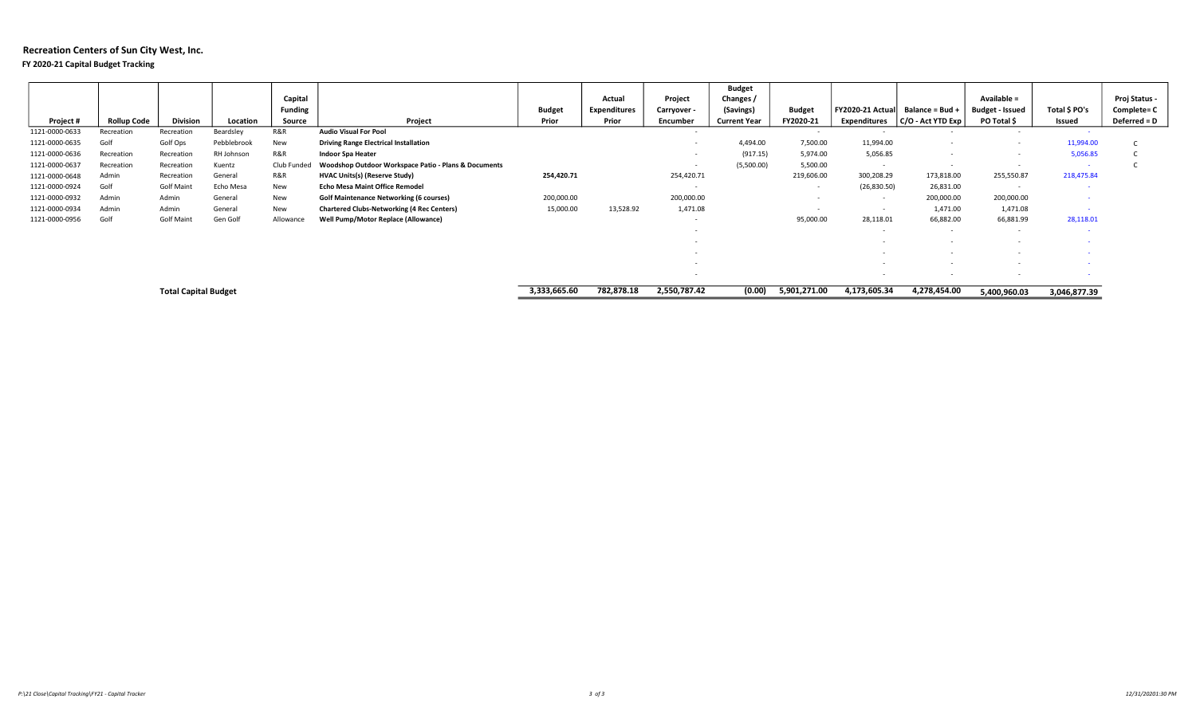## Recreation Centers of Sun City West, Inc.

**FY 2020-21 Capital Budget Tracking**

| Project # | Rollup Code | Division | Location | Capital Funding Source | Project | Budget Prior | Actual Expenditures Prior | Project Carryover - Encumber | Budget Changes / (Savings) Current Year | Budget FY2020-21 | FY2020-21 Actual Expenditures | Balance = Bud + C/O - Act YTD Exp | Available = Budget - Issued PO Total $ | Total $ PO's Issued | Proj Status - Complete= C Deferred = D |
|---|---|---|---|---|---|---|---|---|---|---|---|---|---|---|---|
| 1121-0000-0633 | Recreation | Recreation | Beardsley | R&R | **Audio Visual For Pool** | | | - | | - | - | - | - | - | |
| 1121-0000-0635 | Golf | Golf Ops | Pebblebrook | New | **Driving Range Electrical Installation** | | | - | 4,494.00 | 7,500.00 | 11,994.00 | - | - | 11,994.00 | C |
| 1121-0000-0636 | Recreation | Recreation | RH Johnson | R&R | **Indoor Spa Heater** | | | - | (917.15) | 5,974.00 | 5,056.85 | - | - | 5,056.85 | C |
| 1121-0000-0637 | Recreation | Recreation | Kuentz | Club Funded | **Woodshop Outdoor Workspace Patio - Plans & Documents** | | | - | (5,500.00) | 5,500.00 | - | - | - | - | C |
| 1121-0000-0648 | Admin | Recreation | General | R&R | **HVAC Units(s) (Reserve Study)** | **254,420.71** | | 254,420.71 | | 219,606.00 | 300,208.29 | 173,818.00 | 255,550.87 | 218,475.84 | |
| 1121-0000-0924 | Golf | Golf Maint | Echo Mesa | New | **Echo Mesa Maint Office Remodel** | | | - | | - | (26,830.50) | 26,831.00 | - | - | |
| 1121-0000-0932 | Admin | Admin | General | New | **Golf Maintenance Networking (6 courses)** | 200,000.00 | | 200,000.00 | | - | - | 200,000.00 | 200,000.00 | - | |
| 1121-0000-0934 | Admin | Admin | General | New | **Chartered Clubs-Networking (4 Rec Centers)** | 15,000.00 | 13,528.92 | 1,471.08 | | - | - | 1,471.00 | 1,471.08 | - | |
| 1121-0000-0956 | Golf | Golf Maint | Gen Golf | Allowance | **Well Pump/Motor Replace (Allowance)** | | | - | | 95,000.00 | 28,118.01 | 66,882.00 | 66,881.99 | 28,118.01 | |
| | | | | | | | | - | | | - | - | - | - | |
| | | | | | | | | - | | | - | - | - | - | |
| | | | | | | | | - | | | - | - | - | - | |
| | | | | | | | | - | | | - | - | - | - | |
| | | | | | | | | - | | | - | - | - | - | |
| | | **Total Capital Budget** | | | | 3,333,665.60 | 782,878.18 | 2,550,787.42 | (0.00) | 5,901,271.00 | 4,173,605.34 | 4,278,454.00 | 5,400,960.03 | 3,046,877.39 | |

P:\21 Close\Capital Tracking\FY21 - Capital Tracker

12/31/2020 1:30 PM